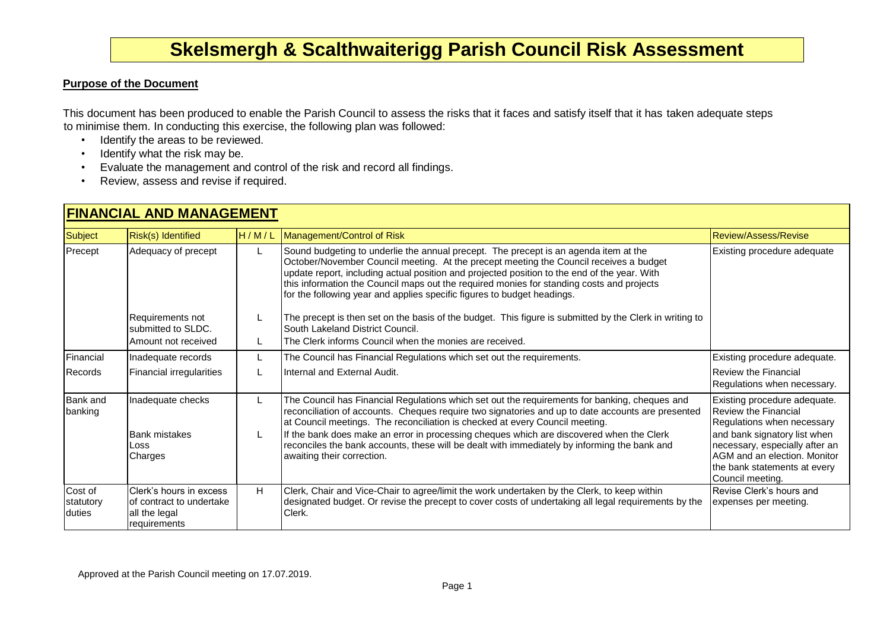# Skelsmergh & Scalthwaiterigg Parish Council Risk Assessment

**Purpose of the Document**

This document has been produced to enable the Parish Council to assess the risks that it faces and satisfy itself that it has taken adequate steps to minimise them. In conducting this exercise, the following plan was followed:

- Identify the areas to be reviewed.
- Identify what the risk may be.
- Evaluate the management and control of the risk and record all findings.
- Review, assess and revise if required.

## FINANCIAL AND MANAGEMENT

| Subject | Risk(s) Identified | H / M / L | Management/Control of Risk | Review/Assess/Revise |
|---|---|---|---|---|
| Precept | Adequacy of precept | L | Sound budgeting to underlie the annual precept. The precept is an agenda item at the October/November Council meeting. At the precept meeting the Council receives a budget update report, including actual position and projected position to the end of the year. With this information the Council maps out the required monies for standing costs and projects for the following year and applies specific figures to budget headings. | Existing procedure adequate |
| | Requirements not submitted to SLDC. | L | The precept is then set on the basis of the budget. This figure is submitted by the Clerk in writing to South Lakeland District Council. | |
| | Amount not received | L | The Clerk informs Council when the monies are received. | |
| Financial Records | Inadequate records | L | The Council has Financial Regulations which set out the requirements. | Existing procedure adequate. |
| | Financial irregularities | L | Internal and External Audit. | Review the Financial Regulations when necessary. |
| Bank and banking | Inadequate checks | L | The Council has Financial Regulations which set out the requirements for banking, cheques and reconciliation of accounts. Cheques require two signatories and up to date accounts are presented at Council meetings. The reconciliation is checked at every Council meeting. | Existing procedure adequate. Review the Financial Regulations when necessary |
| | Bank mistakes<br>Loss<br>Charges | L | If the bank does make an error in processing cheques which are discovered when the Clerk reconciles the bank accounts, these will be dealt with immediately by informing the bank and awaiting their correction. | and bank signatory list when necessary, especially after an AGM and an election. Monitor the bank statements at every Council meeting. |
| Cost of statutory duties | Clerk's hours in excess of contract to undertake all the legal requirements | H | Clerk, Chair and Vice-Chair to agree/limit the work undertaken by the Clerk, to keep within designated budget. Or revise the precept to cover costs of undertaking all legal requirements by the Clerk. | Revise Clerk's hours and expenses per meeting. |

Approved at the Parish Council meeting on 17.07.2019.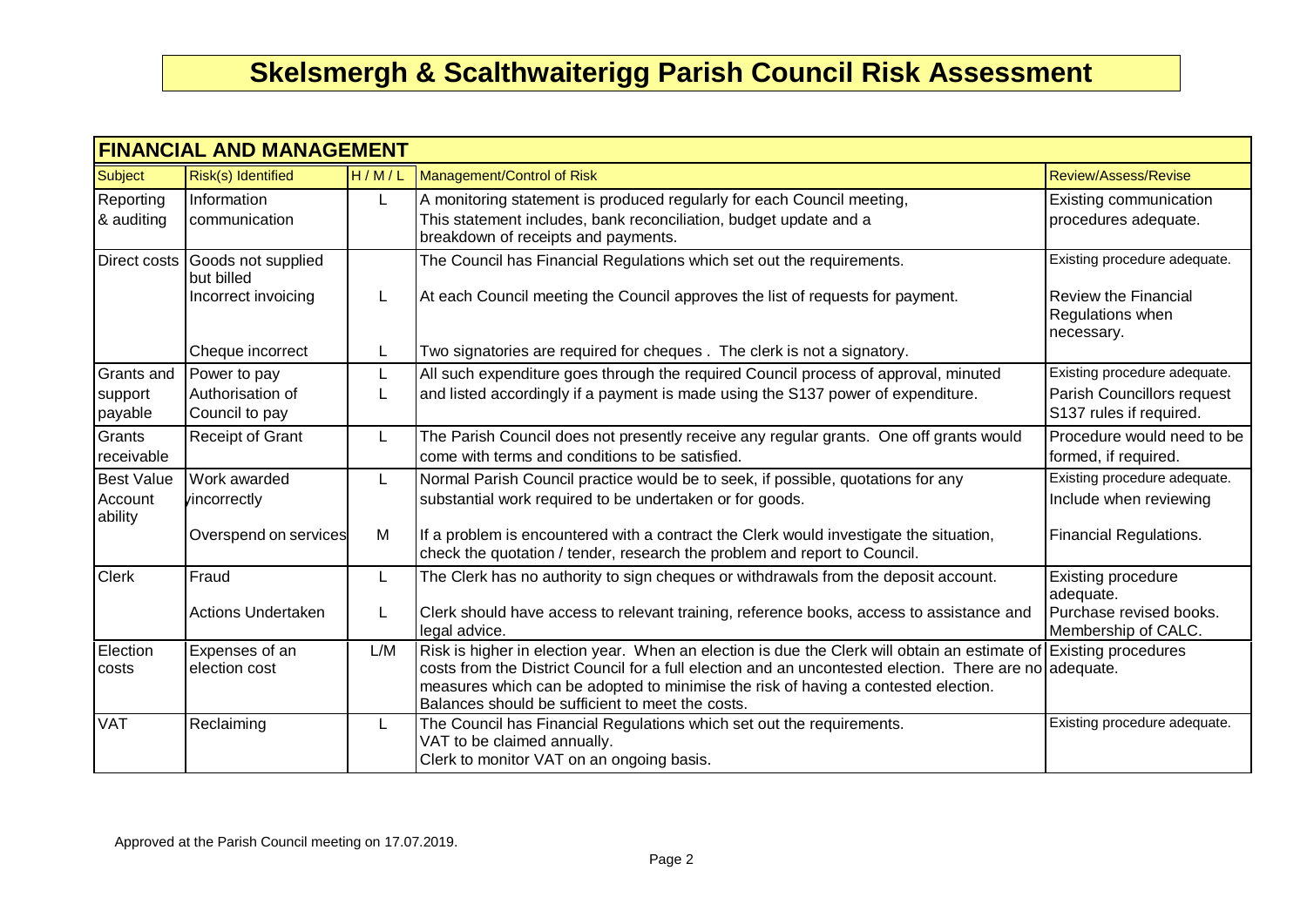# Skelsmergh & Scalthwaiterigg Parish Council Risk Assessment

| FINANCIAL AND MANAGEMENT | | | | |
|---|---|---|---|---|
| Subject | Risk(s) Identified | H / M / L | Management/Control of Risk | Review/Assess/Revise |
| Reporting & auditing | Information communication | L | A monitoring statement is produced regularly for each Council meeting, This statement includes, bank reconciliation, budget update and a breakdown of receipts and payments. | Existing communication procedures adequate. |
| Direct costs | Goods not supplied but billed | | The Council has Financial Regulations which set out the requirements. | Existing procedure adequate. |
| | Incorrect invoicing | L | At each Council meeting the Council approves the list of requests for payment. | Review the Financial Regulations when necessary. |
| | Cheque incorrect | L | Two signatories are required for cheques . The clerk is not a signatory. | |
| Grants and support payable | Power to pay<br>Authorisation of Council to pay | L<br>L | All such expenditure goes through the required Council process of approval, minuted and listed accordingly if a payment is made using the S137 power of expenditure. | Existing procedure adequate.<br>Parish Councillors request S137 rules if required. |
| Grants receivable | Receipt of Grant | L | The Parish Council does not presently receive any regular grants. One off grants would come with terms and conditions to be satisfied. | Procedure would need to be formed, if required. |
| Best Value Account ability | Work awarded incorrectly | L | Normal Parish Council practice would be to seek, if possible, quotations for any substantial work required to be undertaken or for goods. | Existing procedure adequate. Include when reviewing |
| | Overspend on services | M | If a problem is encountered with a contract the Clerk would investigate the situation, check the quotation / tender, research the problem and report to Council. | Financial Regulations. |
| Clerk | Fraud | L | The Clerk has no authority to sign cheques or withdrawals from the deposit account. | Existing procedure adequate. |
| | Actions Undertaken | L | Clerk should have access to relevant training, reference books, access to assistance and legal advice. | Purchase revised books. Membership of CALC. |
| Election costs | Expenses of an election cost | L/M | Risk is higher in election year. When an election is due the Clerk will obtain an estimate of costs from the District Council for a full election and an uncontested election. There are no measures which can be adopted to minimise the risk of having a contested election. Balances should be sufficient to meet the costs. | Existing procedures adequate. |
| VAT | Reclaiming | L | The Council has Financial Regulations which set out the requirements.<br>VAT to be claimed annually.<br>Clerk to monitor VAT on an ongoing basis. | Existing procedure adequate. |

Approved at the Parish Council meeting on 17.07.2019.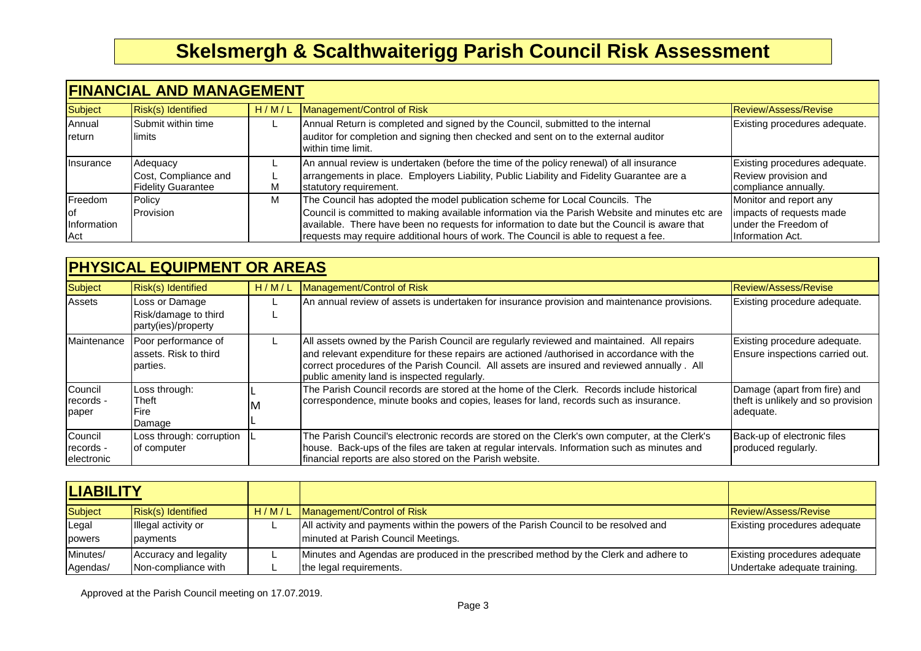# Skelsmergh & Scalthwaiterigg Parish Council Risk Assessment

## FINANCIAL AND MANAGEMENT

| Subject | Risk(s) Identified | H / M / L | Management/Control of Risk | Review/Assess/Revise |
|---|---|---|---|---|
| Annual return | Submit within time limits | L | Annual Return is completed and signed by the Council, submitted to the internal auditor for completion and signing then checked and sent on to the external auditor within time limit. | Existing procedures adequate. |
| Insurance | Adequacy<br>Cost, Compliance and Fidelity Guarantee | L<br>L<br>M | An annual review is undertaken (before the time of the policy renewal) of all insurance arrangements in place. Employers Liability, Public Liability and Fidelity Guarantee are a statutory requirement. | Existing procedures adequate. Review provision and compliance annually. |
| Freedom of Information Act | Policy<br>Provision | M | The Council has adopted the model publication scheme for Local Councils. The Council is committed to making available information via the Parish Website and minutes etc are available. There have been no requests for information to date but the Council is aware that requests may require additional hours of work. The Council is able to request a fee. | Monitor and report any impacts of requests made under the Freedom of Information Act. |

## PHYSICAL EQUIPMENT OR AREAS

| Subject | Risk(s) Identified | H / M / L | Management/Control of Risk | Review/Assess/Revise |
|---|---|---|---|---|
| Assets | Loss or Damage<br>Risk/damage to third party(ies)/property | L<br>L | An annual review of assets is undertaken for insurance provision and maintenance provisions. | Existing procedure adequate. |
| Maintenance | Poor performance of assets. Risk to third parties. | L | All assets owned by the Parish Council are regularly reviewed and maintained. All repairs and relevant expenditure for these repairs are actioned /authorised in accordance with the correct procedures of the Parish Council. All assets are insured and reviewed annually . All public amenity land is inspected regularly. | Existing procedure adequate. Ensure inspections carried out. |
| Council records - paper | Loss through:<br>Theft<br>Fire<br>Damage | L<br>M<br>L | The Parish Council records are stored at the home of the Clerk. Records include historical correspondence, minute books and copies, leases for land, records such as insurance. | Damage (apart from fire) and theft is unlikely and so provision adequate. |
| Council records - electronic | Loss through: corruption of computer | L | The Parish Council's electronic records are stored on the Clerk's own computer, at the Clerk's house. Back-ups of the files are taken at regular intervals. Information such as minutes and financial reports are also stored on the Parish website. | Back-up of electronic files produced regularly. |

## LIABILITY

| Subject | Risk(s) Identified | H / M / L | Management/Control of Risk | Review/Assess/Revise |
|---|---|---|---|---|
| Legal powers | Illegal activity or payments | L | All activity and payments within the powers of the Parish Council to be resolved and minuted at Parish Council Meetings. | Existing procedures adequate |
| Minutes/ Agendas/ | Accuracy and legality<br>Non-compliance with | L<br>L | Minutes and Agendas are produced in the prescribed method by the Clerk and adhere to the legal requirements. | Existing procedures adequate<br>Undertake adequate training. |

Approved at the Parish Council meeting on 17.07.2019.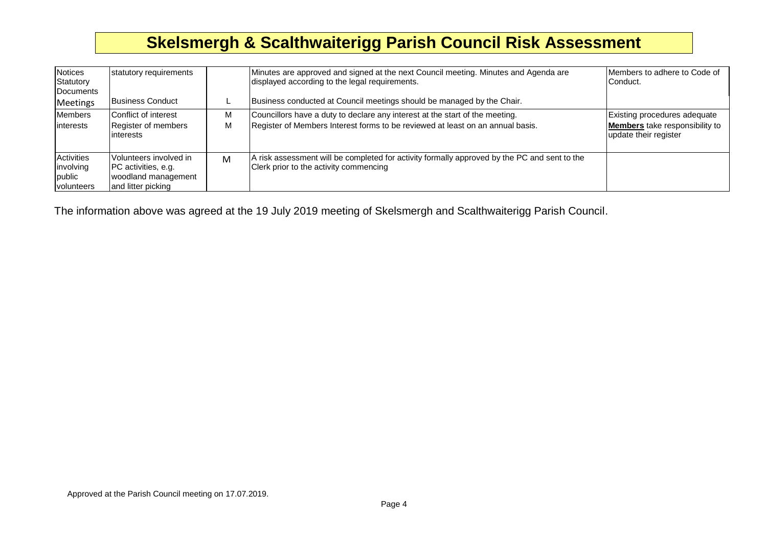# Skelsmergh & Scalthwaiterigg Parish Council Risk Assessment

| | | | | |
|---|---|---|---|---|
| Notices Statutory Documents | statutory requirements | | Minutes are approved and signed at the next Council meeting. Minutes and Agenda are displayed according to the legal requirements. | Members to adhere to Code of Conduct. |
| Meetings | Business Conduct | L | Business conducted at Council meetings should be managed by the Chair. | |
| Members interests | Conflict of interest | M | Councillors have a duty to declare any interest at the start of the meeting. | Existing procedures adequate |
| | Register of members interests | M | Register of Members Interest forms to be reviewed at least on an annual basis. | **Members** take responsibility to update their register |
| Activities involving public volunteers | Volunteers involved in PC activities, e.g. woodland management and litter picking | M | A risk assessment will be completed for activity formally approved by the PC and sent to the Clerk prior to the activity commencing | |

The information above was agreed at the 19 July 2019 meeting of Skelsmergh and Scalthwaiterigg Parish Council.

Approved at the Parish Council meeting on 17.07.2019.